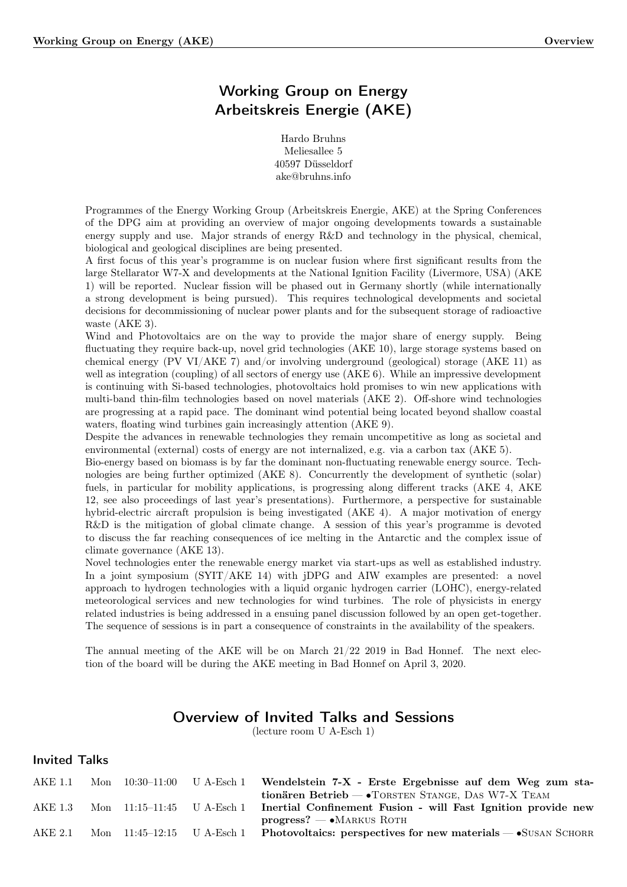# Working Group on Energy
# Arbeitskreis Energie (AKE)

Hardo Bruhns
Meliesallee 5
40597 Düsseldorf
ake@bruhns.info

Programmes of the Energy Working Group (Arbeitskreis Energie, AKE) at the Spring Conferences of the DPG aim at providing an overview of major ongoing developments towards a sustainable energy supply and use. Major strands of energy R&D and technology in the physical, chemical, biological and geological disciplines are being presented.

A first focus of this year's programme is on nuclear fusion where first significant results from the large Stellarator W7-X and developments at the National Ignition Facility (Livermore, USA) (AKE 1) will be reported. Nuclear fission will be phased out in Germany shortly (while internationally a strong development is being pursued). This requires technological developments and societal decisions for decommissioning of nuclear power plants and for the subsequent storage of radioactive waste (AKE 3).

Wind and Photovoltaics are on the way to provide the major share of energy supply. Being fluctuating they require back-up, novel grid technologies (AKE 10), large storage systems based on chemical energy (PV VI/AKE 7) and/or involving underground (geological) storage (AKE 11) as well as integration (coupling) of all sectors of energy use (AKE 6). While an impressive development is continuing with Si-based technologies, photovoltaics hold promises to win new applications with multi-band thin-film technologies based on novel materials (AKE 2). Off-shore wind technologies are progressing at a rapid pace. The dominant wind potential being located beyond shallow coastal waters, floating wind turbines gain increasingly attention (AKE 9).

Despite the advances in renewable technologies they remain uncompetitive as long as societal and environmental (external) costs of energy are not internalized, e.g. via a carbon tax (AKE 5).

Bio-energy based on biomass is by far the dominant non-fluctuating renewable energy source. Technologies are being further optimized (AKE 8). Concurrently the development of synthetic (solar) fuels, in particular for mobility applications, is progressing along different tracks (AKE 4, AKE 12, see also proceedings of last year's presentations). Furthermore, a perspective for sustainable hybrid-electric aircraft propulsion is being investigated (AKE 4). A major motivation of energy R&D is the mitigation of global climate change. A session of this year's programme is devoted to discuss the far reaching consequences of ice melting in the Antarctic and the complex issue of climate governance (AKE 13).

Novel technologies enter the renewable energy market via start-ups as well as established industry. In a joint symposium (SYIT/AKE 14) with jDPG and AIW examples are presented: a novel approach to hydrogen technologies with a liquid organic hydrogen carrier (LOHC), energy-related meteorological services and new technologies for wind turbines. The role of physicists in energy related industries is being addressed in a ensuing panel discussion followed by an open get-together. The sequence of sessions is in part a consequence of constraints in the availability of the speakers.

The annual meeting of the AKE will be on March 21/22 2019 in Bad Honnef. The next election of the board will be during the AKE meeting in Bad Honnef on April 3, 2020.

## Overview of Invited Talks and Sessions

(lecture room U A-Esch 1)

### Invited Talks

| | | | | |
|---|---|---|---|---|
| AKE 1.1 | Mon | 10:30–11:00 | U A-Esch 1 | **Wendelstein 7-X - Erste Ergebnisse auf dem Weg zum stationären Betrieb** — •Torsten Stange, Das W7-X Team |
| AKE 1.3 | Mon | 11:15–11:45 | U A-Esch 1 | **Inertial Confinement Fusion - will Fast Ignition provide new progress?** — •Markus Roth |
| AKE 2.1 | Mon | 11:45–12:15 | U A-Esch 1 | **Photovoltaics: perspectives for new materials** — •Susan Schorr |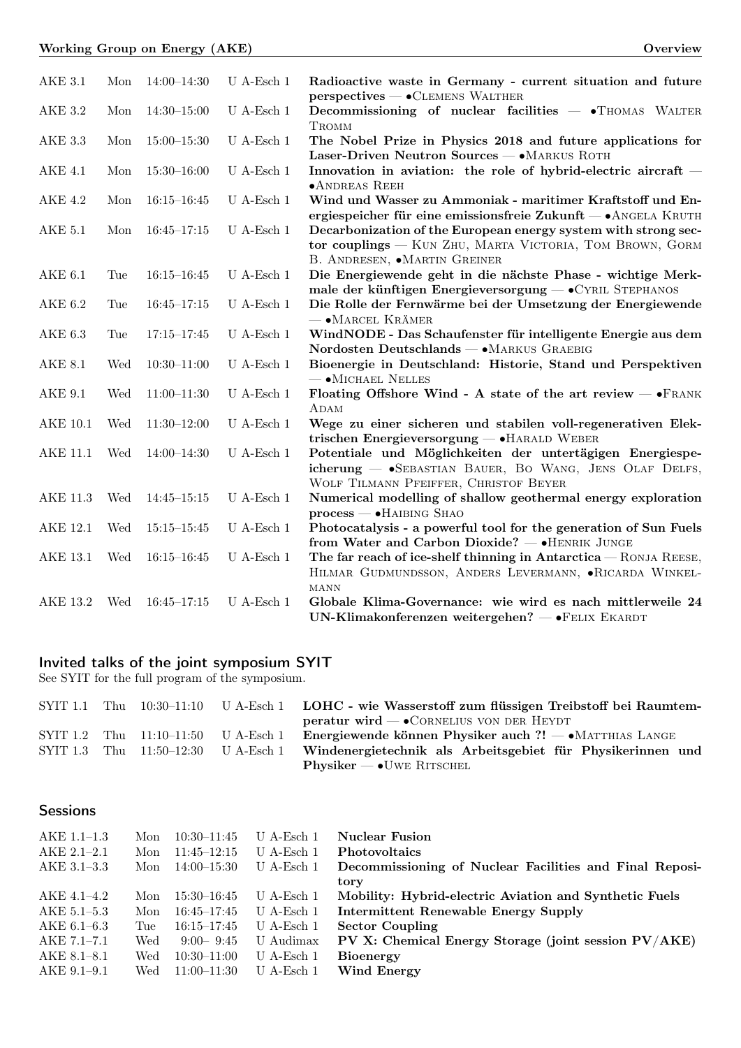| | | | | |
|---|---|---|---|---|
| AKE 3.1 | Mon | 14:00–14:30 | U A-Esch 1 | **Radioactive waste in Germany - current situation and future perspectives** — •Clemens Walther |
| AKE 3.2 | Mon | 14:30–15:00 | U A-Esch 1 | **Decommissioning of nuclear facilities** — •Thomas Walter Tromm |
| AKE 3.3 | Mon | 15:00–15:30 | U A-Esch 1 | **The Nobel Prize in Physics 2018 and future applications for Laser-Driven Neutron Sources** — •Markus Roth |
| AKE 4.1 | Mon | 15:30–16:00 | U A-Esch 1 | **Innovation in aviation: the role of hybrid-electric aircraft** — •Andreas Reeh |
| AKE 4.2 | Mon | 16:15–16:45 | U A-Esch 1 | **Wind und Wasser zu Ammoniak - maritimer Kraftstoff und Energiespeicher für eine emissionsfreie Zukunft** — •Angela Kruth |
| AKE 5.1 | Mon | 16:45–17:15 | U A-Esch 1 | **Decarbonization of the European energy system with strong sector couplings** — Kun Zhu, Marta Victoria, Tom Brown, Gorm B. Andresen, •Martin Greiner |
| AKE 6.1 | Tue | 16:15–16:45 | U A-Esch 1 | **Die Energiewende geht in die nächste Phase - wichtige Merkmale der künftigen Energieversorgung** — •Cyril Stephanos |
| AKE 6.2 | Tue | 16:45–17:15 | U A-Esch 1 | **Die Rolle der Fernwärme bei der Umsetzung der Energiewende** — •Marcel Krämer |
| AKE 6.3 | Tue | 17:15–17:45 | U A-Esch 1 | **WindNODE - Das Schaufenster für intelligente Energie aus dem Nordosten Deutschlands** — •Markus Graebig |
| AKE 8.1 | Wed | 10:30–11:00 | U A-Esch 1 | **Bioenergie in Deutschland: Historie, Stand und Perspektiven** — •Michael Nelles |
| AKE 9.1 | Wed | 11:00–11:30 | U A-Esch 1 | **Floating Offshore Wind - A state of the art review** — •Frank Adam |
| AKE 10.1 | Wed | 11:30–12:00 | U A-Esch 1 | **Wege zu einer sicheren und stabilen voll-regenerativen Elektrischen Energieversorgung** — •Harald Weber |
| AKE 11.1 | Wed | 14:00–14:30 | U A-Esch 1 | **Potentiale und Möglichkeiten der untertägigen Energiespeicherung** — •Sebastian Bauer, Bo Wang, Jens Olaf Delfs, Wolf Tilmann Pfeiffer, Christof Beyer |
| AKE 11.3 | Wed | 14:45–15:15 | U A-Esch 1 | **Numerical modelling of shallow geothermal energy exploration process** — •Haibing Shao |
| AKE 12.1 | Wed | 15:15–15:45 | U A-Esch 1 | **Photocatalysis - a powerful tool for the generation of Sun Fuels from Water and Carbon Dioxide?** — •Henrik Junge |
| AKE 13.1 | Wed | 16:15–16:45 | U A-Esch 1 | **The far reach of ice-shelf thinning in Antarctica** — Ronja Reese, Hilmar Gudmundsson, Anders Levermann, •Ricarda Winkelmann |
| AKE 13.2 | Wed | 16:45–17:15 | U A-Esch 1 | **Globale Klima-Governance: wie wird es nach mittlerweile 24 UN-Klimakonferenzen weitergehen?** — •Felix Ekardt |

## Invited talks of the joint symposium SYIT

See SYIT for the full program of the symposium.

| | | | | |
|---|---|---|---|---|
| SYIT 1.1 | Thu | 10:30–11:10 | U A-Esch 1 | **LOHC - wie Wasserstoff zum flüssigen Treibstoff bei Raumtemperatur wird** — •Cornelius von der Heydt |
| SYIT 1.2 | Thu | 11:10–11:50 | U A-Esch 1 | **Energiewende können Physiker auch ?!** — •Matthias Lange |
| SYIT 1.3 | Thu | 11:50–12:30 | U A-Esch 1 | **Windenergietechnik als Arbeitsgebiet für Physikerinnen und Physiker** — •Uwe Ritschel |

## Sessions

| | | | | |
|---|---|---|---|---|
| AKE 1.1–1.3 | Mon | 10:30–11:45 | U A-Esch 1 | **Nuclear Fusion** |
| AKE 2.1–2.1 | Mon | 11:45–12:15 | U A-Esch 1 | **Photovoltaics** |
| AKE 3.1–3.3 | Mon | 14:00–15:30 | U A-Esch 1 | **Decommissioning of Nuclear Facilities and Final Repository** |
| AKE 4.1–4.2 | Mon | 15:30–16:45 | U A-Esch 1 | **Mobility: Hybrid-electric Aviation and Synthetic Fuels** |
| AKE 5.1–5.3 | Mon | 16:45–17:45 | U A-Esch 1 | **Intermittent Renewable Energy Supply** |
| AKE 6.1–6.3 | Tue | 16:15–17:45 | U A-Esch 1 | **Sector Coupling** |
| AKE 7.1–7.1 | Wed | 9:00– 9:45 | U Audimax | **PV X: Chemical Energy Storage (joint session PV/AKE)** |
| AKE 8.1–8.1 | Wed | 10:30–11:00 | U A-Esch 1 | **Bioenergy** |
| AKE 9.1–9.1 | Wed | 11:00–11:30 | U A-Esch 1 | **Wind Energy** |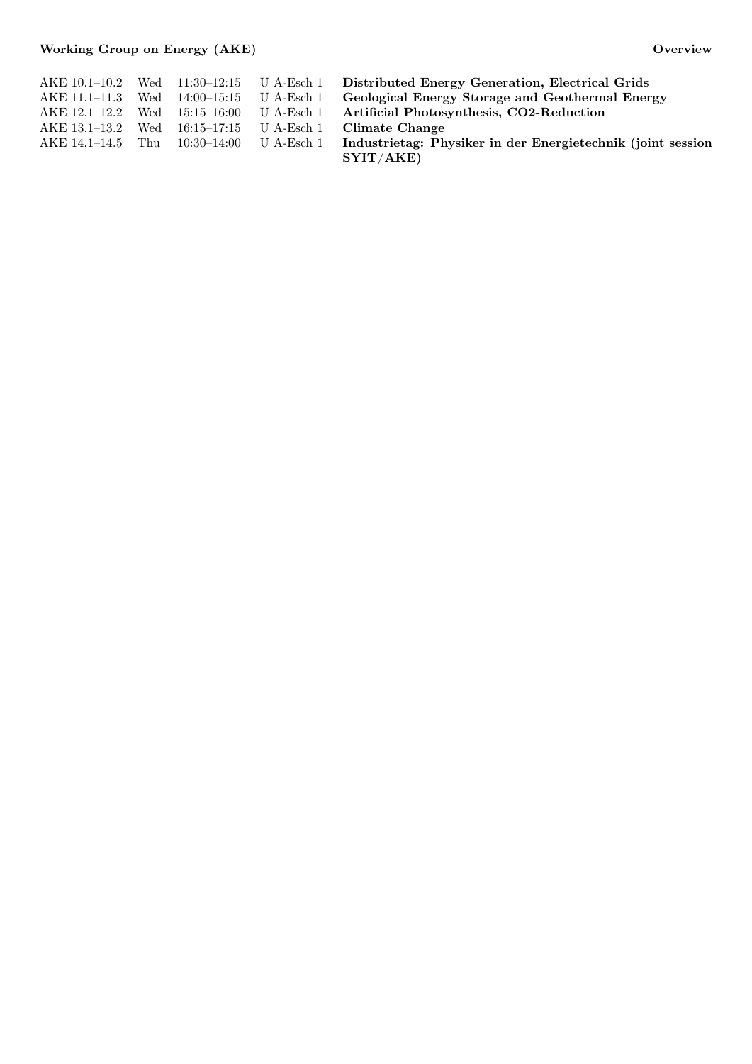| | | | | |
|---|---|---|---|---|
| AKE 10.1–10.2 | Wed | 11:30–12:15 | U A-Esch 1 | **Distributed Energy Generation, Electrical Grids** |
| AKE 11.1–11.3 | Wed | 14:00–15:15 | U A-Esch 1 | **Geological Energy Storage and Geothermal Energy** |
| AKE 12.1–12.2 | Wed | 15:15–16:00 | U A-Esch 1 | **Artificial Photosynthesis, CO2-Reduction** |
| AKE 13.1–13.2 | Wed | 16:15–17:15 | U A-Esch 1 | **Climate Change** |
| AKE 14.1–14.5 | Thu | 10:30–14:00 | U A-Esch 1 | **Industrietag: Physiker in der Energietechnik (joint session SYIT/AKE)** |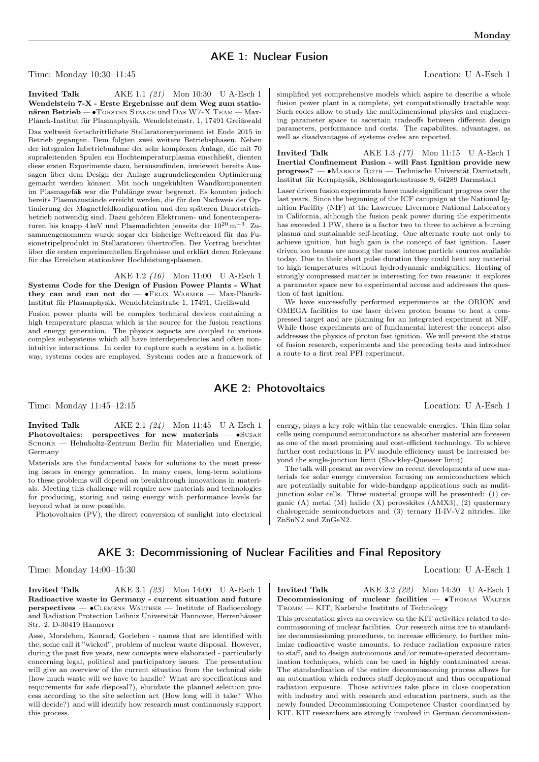## AKE 1: Nuclear Fusion

Time: Monday 10:30–11:45 Location: U A-Esch 1

**Invited Talk** AKE 1.1 *(21)* Mon 10:30 U A-Esch 1
**Wendelstein 7-X - Erste Ergebnisse auf dem Weg zum stationären Betrieb** — •Torsten Stange und Das W7-X Team — Max-Planck-Institut für Plasmaphysik, Wendelsteinstr. 1, 17491 Greifswald

Das weltweit fortschrittlichste Stellaratorexperiment ist Ende 2015 in Betrieb gegangen. Dem folgten zwei weitere Betriebsphasen. Neben der integralen Inbetriebnahme der sehr komplexen Anlage, die mit 70 supraleitenden Spulen ein Hochtemperaturplasma einschließt, dienten diese ersten Experimente dazu, herauszufinden, inwieweit bereits Aussagen über dem Design der Anlage zugrundeliegenden Optimierung gemacht werden können. Mit noch ungekühlten Wandkomponenten im Plasmagefäß war die Pulslänge zwar begrenzt. Es konnten jedoch bereits Plasmazustände erreicht werden, die für den Nachweis der Optimierung der Magnetfeldkonfiguration und den späteren Dauerstrichbetrieb notwendig sind. Dazu gehören Elektronen- und Ionentemperaturen bis knapp 4 keV und Plasmadichten jenseits der $10^{20}\,\mathrm{m}^{-3}$. Zusammengenommen wurde sogar der bisherige Weltrekord für das Fusionstripelprodukt in Stellaratoren übertroffen. Der Vortrag berichtet über die ersten experimentellen Ergebnisse und erklärt deren Relevanz für das Erreichen stationärer Hochleistungsplasmen.

AKE 1.2 *(16)* Mon 11:00 U A-Esch 1
**Systems Code for the Design of Fusion Power Plants - What they can and can not do** — •Felix Warmer — Max-Planck-Institut für Plasmaphysik, Wendelsteinstraße 1, 17491, Greifswald

Fusion power plants will be complex technical devices containing a high temperature plasma which is the source for the fusion reactions and energy generation. The physics aspects are coupled to various complex subsystems which all have interdependencies and often nonintuitive interactions. In order to capture such a system in a holistic way, systems codes are employed. Systems codes are a framework of simplified yet comprehensive models which aspire to describe a whole fusion power plant in a complete, yet computationally tractable way. Such codes allow to study the multidimensional physics and engineering parameter space to ascertain tradeoffs between different design parameters, performance and costs. The capabilites, advantages, as well as disadvantages of systems codes are reported.

**Invited Talk** AKE 1.3 *(17)* Mon 11:15 U A-Esch 1
**Inertial Confinement Fusion - will Fast Ignition provide new progress?** — •Markus Roth — Technische Universtät Darmstadt, Institut für Kernphysik, Schlossgartenstrasse 9, 64289 Darmstadt

Laser driven fusion experiments have made significant progress over the last years. Since the beginning of the ICF campaign at the National Ignition Facility (NIF) at the Lawrence Livermore National Laboratory in California, although the fusion peak power during the experiments has exceeded 1 PW, there is a factor two to three to achieve a burning plasma and sustainable self-heating. One alternate route not only to achieve ignition, but high gain is the concept of fast ignition. Laser driven ion beams are among the most intense particle sources available today. Due to their short pulse duration they could heat any material to high temperatures without hydrodynamic ambiguities. Heating of strongly compressed matter is interesting for two reasons: it explores a parameter space new to experimental access and addresses the question of fast ignition.

We have successfully performed experiments at the ORION and OMEGA facilities to use laser driven proton beams to heat a compressed target and are planning for an integrated experiment at NIF. While those experiments are of fundamental interest the concept also addresses the physics of proton fast ignition. We will present the status of fusion research, experiments and the preceding tests and introduce a route to a first real PFI experiment.

## AKE 2: Photovoltaics

Time: Monday 11:45–12:15 Location: U A-Esch 1

**Invited Talk** AKE 2.1 *(24)* Mon 11:45 U A-Esch 1
**Photovoltaics: perspectives for new materials** — •Susan Schorr — Helmholtz-Zentrum Berlin für Materialien und Energie, Germany

Materials are the fundamental basis for solutions to the most pressing issues in energy generation. In many cases, long-term solutions to these problems will depend on breakthrough innovations in materials. Meeting this challenge will require new materials and technologies for producing, storing and using energy with performance levels far beyond what is now possible.

Photovoltaics (PV), the direct conversion of sunlight into electrical energy, plays a key role within the renewable energies. Thin film solar cells using compound semiconductors as absorber material are foreseen as one of the most promising and cost-efficient technology. To achieve further cost reductions in PV module efficiency must be increased beyond the single-junction limit (Shockley-Queisser limit).

The talk will present an overview on recent developments of new materials for solar energy conversion focusing on semiconductors which are potentially suitable for wide-bandgap applications such as mulitjunction solar cells. Three material groups will be presented: (1) organic (A) metal (M) halide (X) perovskites (AMX3), (2) quaternary chalcogenide semiconductors and (3) ternary II-IV-V2 nitrides, like ZnSnN2 and ZnGeN2.

## AKE 3: Decommissioning of Nuclear Facilities and Final Repository

Time: Monday 14:00–15:30 Location: U A-Esch 1

**Invited Talk** AKE 3.1 *(23)* Mon 14:00 U A-Esch 1
**Radioactive waste in Germany - current situation and future perspectives** — •Clemens Walther — Institute of Radioecology and Radiation Protection Leibniz Universität Hannover, Herrenhäuser Str. 2, D-30419 Hannover

Asse, Morsleben, Konrad, Gorleben - names that are identified with the, some call it "wicked", problem of nuclear waste disposal. However, during the past five years, new concepts were elaborated - particularly concerning legal, political and participatory issues. The presentation will give an overview of the current situation from the technical side (how much waste will we have to handle? What are specifications and requirements for safe disposal?), elucidate the planned selection process according to the site selection act (How long will it take? Who will decide?) and will identify how research must continuously support this process.

**Invited Talk** AKE 3.2 *(22)* Mon 14:30 U A-Esch 1
**Decommissioning of nuclear facilities** — •Thomas Walter Tromm — KIT, Karlsruhe Institute of Technology

This presentation gives an overview on the KIT activities related to decommissioning of nuclear facilities. Our research aims are to standardize decommissioning procedures, to increase efficiency, to further minimize radioactive waste amounts, to reduce radiation exposure rates to staff, and to design autonomous and/or remote-operated decontamination techniques, which can be used in highly contaminated areas. The standardization of the entire decommissioning process allows for an automation which reduces staff deployment and thus occupational radiation exposure. Those activities take place in close cooperation with industry and with research and education partners, such as the newly founded Decommissioning Competence Cluster coordinated by KIT. KIT researchers are strongly involved in German decommission-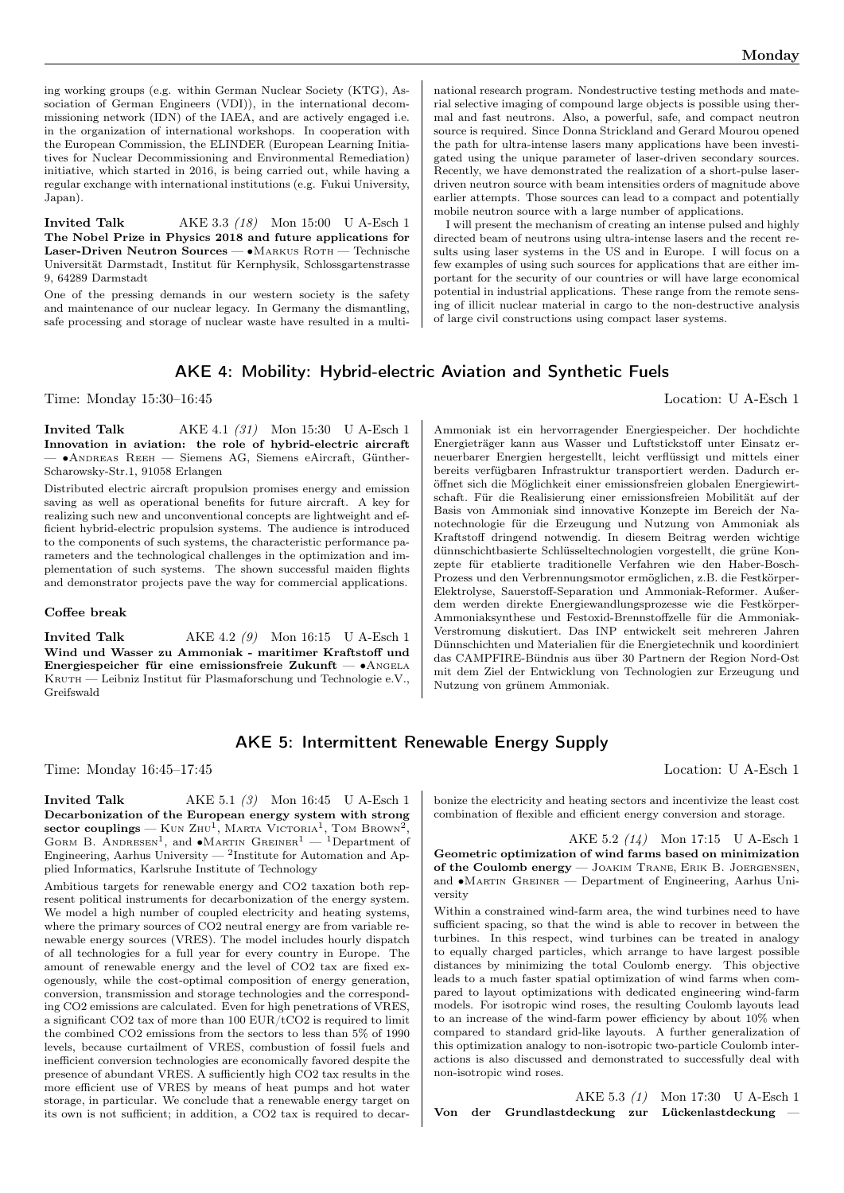ing working groups (e.g. within German Nuclear Society (KTG), Association of German Engineers (VDI)), in the international decommissioning network (IDN) of the IAEA, and are actively engaged i.e. in the organization of international workshops. In cooperation with the European Commission, the ELINDER (European Learning Initiatives for Nuclear Decommissioning and Environmental Remediation) initiative, which started in 2016, is being carried out, while having a regular exchange with international institutions (e.g. Fukui University, Japan).

**Invited Talk** AKE 3.3 *(18)* Mon 15:00 U A-Esch 1
**The Nobel Prize in Physics 2018 and future applications for Laser-Driven Neutron Sources** — •Markus Roth — Technische Universität Darmstadt, Institut für Kernphysik, Schlossgartenstrasse 9, 64289 Darmstadt

One of the pressing demands in our western society is the safety and maintenance of our nuclear legacy. In Germany the dismantling, safe processing and storage of nuclear waste have resulted in a multinational research program. Nondestructive testing methods and material selective imaging of compound large objects is possible using thermal and fast neutrons. Also, a powerful, safe, and compact neutron source is required. Since Donna Strickland and Gerard Mourou opened the path for ultra-intense lasers many applications have been investigated using the unique parameter of laser-driven secondary sources. Recently, we have demonstrated the realization of a short-pulse laser-driven neutron source with beam intensities orders of magnitude above earlier attempts. Those sources can lead to a compact and potentially mobile neutron source with a large number of applications.

I will present the mechanism of creating an intense pulsed and highly directed beam of neutrons using ultra-intense lasers and the recent results using laser systems in the US and in Europe. I will focus on a few examples of using such sources for applications that are either important for the security of our countries or will have large economical potential in industrial applications. These range from the remote sensing of illicit nuclear material in cargo to the non-destructive analysis of large civil constructions using compact laser systems.

## AKE 4: Mobility: Hybrid-electric Aviation and Synthetic Fuels

Time: Monday 15:30–16:45 Location: U A-Esch 1

**Invited Talk** AKE 4.1 *(31)* Mon 15:30 U A-Esch 1
**Innovation in aviation: the role of hybrid-electric aircraft** — •Andreas Reeh — Siemens AG, Siemens eAircraft, Günther-Scharowsky-Str.1, 91058 Erlangen

Distributed electric aircraft propulsion promises energy and emission saving as well as operational benefits for future aircraft. A key for realizing such new and unconventional concepts are lightweight and efficient hybrid-electric propulsion systems. The audience is introduced to the components of such systems, the characteristic performance parameters and the technological challenges in the optimization and implementation of such systems. The shown successful maiden flights and demonstrator projects pave the way for commercial applications.

**Coffee break**

**Invited Talk** AKE 4.2 *(9)* Mon 16:15 U A-Esch 1
**Wind und Wasser zu Ammoniak - maritimer Kraftstoff und Energiespeicher für eine emissionsfreie Zukunft** — •Angela Kruth — Leibniz Institut für Plasmaforschung und Technologie e.V., Greifswald

Ammoniak ist ein hervorragender Energiespeicher. Der hochdichte Energieträger kann aus Wasser und Luftstickstoff unter Einsatz erneuerbarer Energien hergestellt, leicht verflüssigt und mittels einer bereits verfügbaren Infrastruktur transportiert werden. Dadurch eröffnet sich die Möglichkeit einer emissionsfreien globalen Energiewirtschaft. Für die Realisierung einer emissionsfreien Mobilität auf der Basis von Ammoniak sind innovative Konzepte im Bereich der Nanotechnologie für die Erzeugung und Nutzung von Ammoniak als Kraftstoff dringend notwendig. In diesem Beitrag werden wichtige dünnschichtbasierte Schlüsseltechnologien vorgestellt, die grüne Konzepte für etablierte traditionelle Verfahren wie den Haber-Bosch-Prozess und den Verbrennungsmotor ermöglichen, z.B. die Festkörper-Elektrolyse, Sauerstoff-Separation und Ammoniak-Reformer. Außerdem werden direkte Energiewandlungsprozesse wie die Festkörper-Ammoniaksynthese und Festoxid-Brennstoffzelle für die Ammoniak-Verstromung diskutiert. Das INP entwickelt seit mehreren Jahren Dünnschichten und Materialien für die Energietechnik und koordiniert das CAMPFIRE-Bündnis aus über 30 Partnern der Region Nord-Ost mit dem Ziel der Entwicklung von Technologien zur Erzeugung und Nutzung von grünem Ammoniak.

## AKE 5: Intermittent Renewable Energy Supply

Time: Monday 16:45–17:45 Location: U A-Esch 1

**Invited Talk** AKE 5.1 *(3)* Mon 16:45 U A-Esch 1
**Decarbonization of the European energy system with strong sector couplings** — Kun Zhu[1], Marta Victoria[1], Tom Brown[2], Gorm B. Andresen[1], and •Martin Greiner[1] — [1]Department of Engineering, Aarhus University — [2]Institute for Automation and Applied Informatics, Karlsruhe Institute of Technology

Ambitious targets for renewable energy and CO2 taxation both represent political instruments for decarbonization of the energy system. We model a high number of coupled electricity and heating systems, where the primary sources of CO2 neutral energy are from variable renewable energy sources (VRES). The model includes hourly dispatch of all technologies for a full year for every country in Europe. The amount of renewable energy and the level of CO2 tax are fixed exogenously, while the cost-optimal composition of energy generation, conversion, transmission and storage technologies and the corresponding CO2 emissions are calculated. Even for high penetrations of VRES, a significant CO2 tax of more than 100 EUR/tCO2 is required to limit the combined CO2 emissions from the sectors to less than 5% of 1990 levels, because curtailment of VRES, combustion of fossil fuels and inefficient conversion technologies are economically favored despite the presence of abundant VRES. A sufficiently high CO2 tax results in the more efficient use of VRES by means of heat pumps and hot water storage, in particular. We conclude that a renewable energy target on its own is not sufficient; in addition, a CO2 tax is required to decarbonize the electricity and heating sectors and incentivize the least cost combination of flexible and efficient energy conversion and storage.

AKE 5.2 *(14)* Mon 17:15 U A-Esch 1
**Geometric optimization of wind farms based on minimization of the Coulomb energy** — Joakim Trane, Erik B. Joergensen, and •Martin Greiner — Department of Engineering, Aarhus University

Within a constrained wind-farm area, the wind turbines need to have sufficient spacing, so that the wind is able to recover in between the turbines. In this respect, wind turbines can be treated in analogy to equally charged particles, which arrange to have largest possible distances by minimizing the total Coulomb energy. This objective leads to a much faster spatial optimization of wind farms when compared to layout optimizations with dedicated engineering wind-farm models. For isotropic wind roses, the resulting Coulomb layouts lead to an increase of the wind-farm power efficiency by about 10% when compared to standard grid-like layouts. A further generalization of this optimization analogy to non-isotropic two-particle Coulomb interactions is also discussed and demonstrated to successfully deal with non-isotropic wind roses.

AKE 5.3 *(1)* Mon 17:30 U A-Esch 1
**Von der Grundlastdeckung zur Lückenlastdeckung** —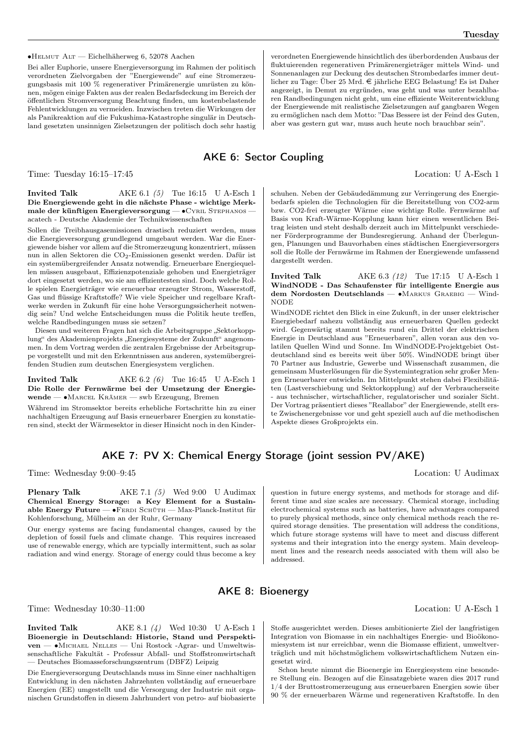•Helmut Alt — Eichelhäherweg 6, 52078 Aachen

Bei aller Euphorie, unsere Energieversorgung im Rahmen der politisch verordneten Zielvorgaben der "Energiewende" auf eine Stromerzeugungsbasis mit 100 % regenerativer Primärenergie umrüsten zu können, mögen einige Fakten aus der realen Bedarfsdeckung im Bereich der öffentlichen Stromversorgung Beachtung finden, um kostenbelastende Fehlentwicklungen zu vermeiden. Inzwischen treten die Wirkungen der als Panikreaktion auf die Fukushima-Katastrophe singulär in Deutschland gesetzten unsinnigen Zielsetzungen der politisch doch sehr hastig verordneten Energiewende hinsichtlich des überbordenden Ausbaus der fluktuierenden regenerativen Primärenergieträger mittels Wind- und Sonnenanlagen zur Deckung des deutschen Strombedarfes immer deutlicher zu Tage: Über 25 Mrd. € jährliche EEG Belastung! Es ist Daher angezeigt, in Demut zu ergründen, was geht und was unter bezahlbaren Randbedingungen nicht geht, um eine effiziente Weiterentwicklung der Energiewende mit realistische Zielsetzungen auf gangbaren Wegen zu ermöglichen nach dem Motto: "Das Bessere ist der Feind des Guten, aber was gestern gut war, muss auch heute noch brauchbar sein".

## AKE 6: Sector Coupling

Time: Tuesday 16:15–17:45 Location: U A-Esch 1

**Invited Talk** AKE 6.1 *(5)* Tue 16:15 U A-Esch 1
**Die Energiewende geht in die nächste Phase - wichtige Merkmale der künftigen Energieversorgung** — •Cyril Stephanos — acatech - Deutsche Akademie der Technikwissenschaften

Sollen die Treibhausgasemissionen drastisch reduziert werden, muss die Energieversorgung grundlegend umgebaut werden. War die Energiewende bisher vor allem auf die Stromerzeugung konzentriert, müssen nun in allen Sektoren die $CO_2$-Emissionen gesenkt werden. Dafür ist ein systemübergreifender Ansatz notwendig. Erneuerbare Energiequellen müssen ausgebaut, Effizienzpotenziale gehoben und Energieträger dort eingesetzt werden, wo sie am effizientesten sind. Doch welche Rolle spielen Energieträger wie erneuerbar erzeugter Strom, Wasserstoff, Gas und flüssige Kraftstoffe? Wie viele Speicher und regelbare Kraftwerke werden in Zukunft für eine hohe Versorgungssicherheit notwendig sein? Und welche Entscheidungen muss die Politik heute treffen, welche Randbedingungen muss sie setzen?

Diesen und weiteren Fragen hat sich die Arbeitsgruppe „Sektorkopplung" des Akademienprojekts „Energiesysteme der Zukunft" angenommen. In dem Vortrag werden die zentralen Ergebnisse der Arbeitsgruppe vorgestellt und mit den Erkenntnissen aus anderen, systemübergreifenden Studien zum deutschen Energiesystem verglichen.

**Invited Talk** AKE 6.2 *(6)* Tue 16:45 U A-Esch 1
**Die Rolle der Fernwärme bei der Umsetzung der Energiewende** — •Marcel Krämer — swb Erzeugung, Bremen

Während im Stromsektor bereits erhebliche Fortschritte hin zu einer nachhaltigen Erzeugung auf Basis erneuerbarer Energien zu konstatieren sind, steckt der Wärmesektor in dieser Hinsicht noch in den Kinderschuhen. Neben der Gebäudedämmung zur Verringerung des Energiebedarfs spielen die Technologien für die Bereitstellung von CO2-arm bzw. CO2-frei erzeugter Wärme eine wichtige Rolle. Fernwärme auf Basis von Kraft-Wärme-Kopplung kann hier einen wesentlichen Beitrag leisten und steht deshalb derzeit auch im Mittelpunkt verschiedener Förderprogramme der Bundesregierung. Anhand der Überlegungen, Planungen und Bauvorhaben eines städtischen Energieversorgers soll die Rolle der Fernwärme im Rahmen der Energiewende umfassend dargestellt werden.

**Invited Talk** AKE 6.3 *(12)* Tue 17:15 U A-Esch 1
**WindNODE - Das Schaufenster für intelligente Energie aus dem Nordosten Deutschlands** — •Markus Graebig — WindNODE

WindNODE richtet den Blick in eine Zukunft, in der unser elektrischer Energiebedarf nahezu vollständig aus erneuerbaren Quellen gedeckt wird. Gegenwärtig stammt bereits rund ein Drittel der elektrischen Energie in Deutschland aus "Erneuerbaren", allen voran aus den volatilen Quellen Wind und Sonne. Im WindNODE-Projektgebiet Ostdeutschland sind es bereits weit über 50%. WindNODE bringt über 70 Partner aus Industrie, Gewerbe und Wissenschaft zusammen, die gemeinsam Musterlösungen für die Systemintegration sehr großer Mengen Erneuerbarer entwickeln. Im Mittelpunkt stehen dabei Flexibilitäten (Lastverschiebung und Sektorkopplung) auf der Verbraucherseite - aus technischer, wirtschaftlicher, regulatorischer und sozialer Sicht. Der Vortrag präsentiert dieses "Reallabor" der Energiewende, stellt erste Zwischenergebnisse vor und geht speziell auch auf die methodischen Aspekte dieses Großprojekts ein.

## AKE 7: PV X: Chemical Energy Storage (joint session PV/AKE)

Time: Wednesday 9:00–9:45 Location: U Audimax

**Plenary Talk** AKE 7.1 *(5)* Wed 9:00 U Audimax
**Chemical Energy Storage: a Key Element for a Sustainable Energy Future** — •Ferdi Schüth — Max-Planck-Institut für Kohlenforschung, Mülheim an der Ruhr, Germany

Our energy systems are facing fundamental changes, caused by the depletion of fossil fuels and climate change. This requires increased use of renewable energy, which are typcially intermittent, such as solar radiation and wind energy. Storage of energy could thus become a key question in future energy systems, and methods for storage and different time and size scales are necessary. Chemical storage, including electrochemical systems such as batteries, have advantages compared to purely physical methods, since only chemical methods reach the required storage densities. The presentation will address the conditions, which future storage systems will have to meet and discuss different systems and their integration into the energy system. Main develeopment lines and the research needs associated with them will also be addressed.

## AKE 8: Bioenergy

Time: Wednesday 10:30–11:00 Location: U A-Esch 1

**Invited Talk** AKE 8.1 *(4)* Wed 10:30 U A-Esch 1
**Bioenergie in Deutschland: Historie, Stand und Perspektiven** — •Michael Nelles — Uni Rostock -Agrar- und Umweltwissenschaftliche Fakultät - Professur Abfall- und Stoffstromwirtschaft — Deutsches Biomasseforschungszentrum (DBFZ) Leipzig

Die Energieversorgung Deutschlands muss im Sinne einer nachhaltigen Entwicklung in den nächsten Jahrzehnten vollständig auf erneuerbare Energien (EE) umgestellt und die Versorgung der Industrie mit organischen Grundstoffen in diesem Jahrhundert von petro- auf biobasierte Stoffe ausgerichtet werden. Dieses ambitionierte Ziel der langfristigen Integration von Biomasse in ein nachhaltiges Energie- und Bioökonomiesystem ist nur erreichbar, wenn die Biomasse effizient, umweltverträglich und mit höchstmöglichem volkswirtschaftlichem Nutzen eingesetzt wird.

Schon heute nimmt die Bioenergie im Energiesystem eine besondere Stellung ein. Bezogen auf die Einsatzgebiete waren dies 2017 rund 1/4 der Bruttostromerzeugung aus erneuerbaren Energien sowie über 90 % der erneuerbaren Wärme und regenerativen Kraftstoffe. In den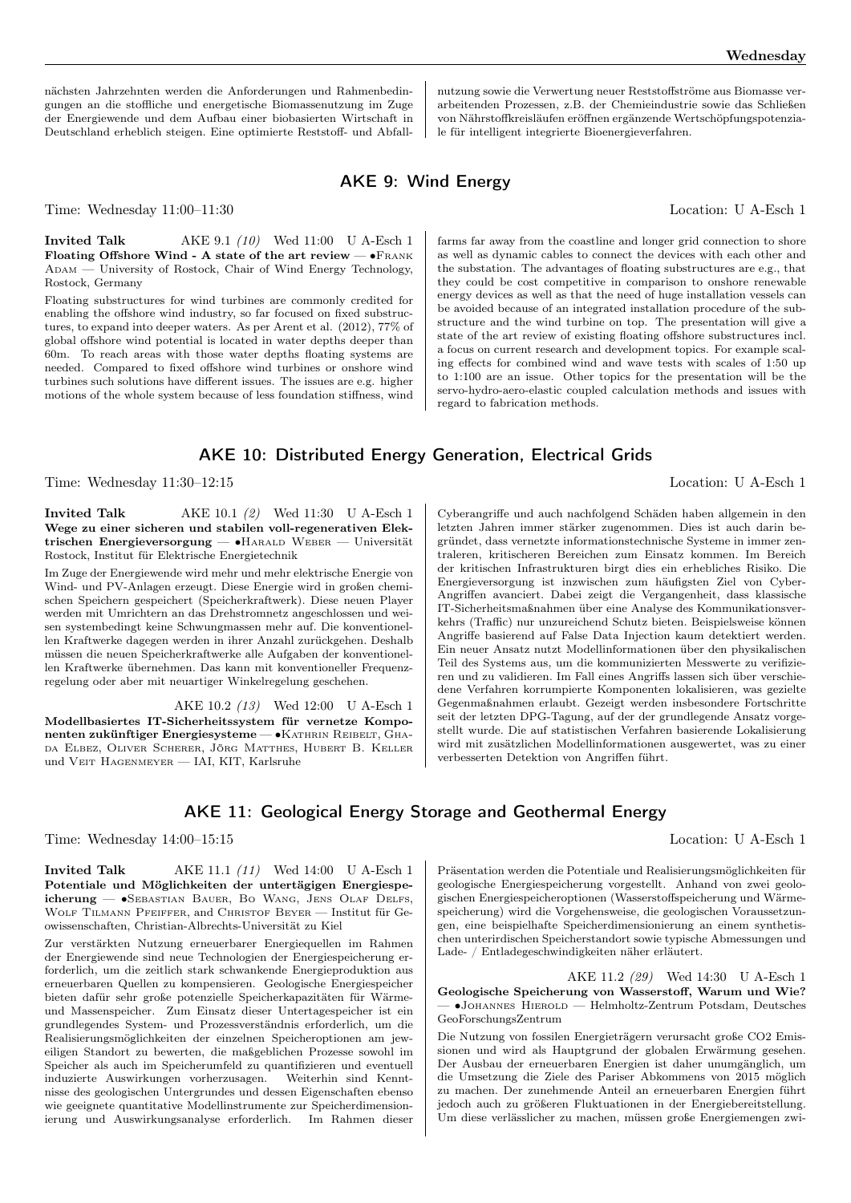nächsten Jahrzehnten werden die Anforderungen und Rahmenbedingungen an die stoffliche und energetische Biomassenutzung im Zuge der Energiewende und dem Aufbau einer biobasierten Wirtschaft in Deutschland erheblich steigen. Eine optimierte Reststoff- und Abfallnutzung sowie die Verwertung neuer Reststoffströme aus Biomasse verarbeitenden Prozessen, z.B. der Chemieindustrie sowie das Schließen von Nährstoffkreisläufen eröffnen ergänzende Wertschöpfungspotenziale für intelligent integrierte Bioenergieverfahren.

## AKE 9: Wind Energy

Time: Wednesday 11:00–11:30 Location: U A-Esch 1

**Invited Talk** AKE 9.1 *(10)* Wed 11:00 U A-Esch 1
**Floating Offshore Wind - A state of the art review** — •Frank Adam — University of Rostock, Chair of Wind Energy Technology, Rostock, Germany

Floating substructures for wind turbines are commonly credited for enabling the offshore wind industry, so far focused on fixed substructures, to expand into deeper waters. As per Arent et al. (2012), 77% of global offshore wind potential is located in water depths deeper than 60m. To reach areas with those water depths floating systems are needed. Compared to fixed offshore wind turbines or onshore wind turbines such solutions have different issues. The issues are e.g. higher motions of the whole system because of less foundation stiffness, wind farms far away from the coastline and longer grid connection to shore as well as dynamic cables to connect the devices with each other and the substation. The advantages of floating substructures are e.g., that they could be cost competitive in comparison to onshore renewable energy devices as well as that the need of huge installation vessels can be avoided because of an integrated installation procedure of the substructure and the wind turbine on top. The presentation will give a state of the art review of existing floating offshore substructures incl. a focus on current research and development topics. For example scaling effects for combined wind and wave tests with scales of 1:50 up to 1:100 are an issue. Other topics for the presentation will be the servo-hydro-aero-elastic coupled calculation methods and issues with regard to fabrication methods.

## AKE 10: Distributed Energy Generation, Electrical Grids

Time: Wednesday 11:30–12:15 Location: U A-Esch 1

**Invited Talk** AKE 10.1 *(2)* Wed 11:30 U A-Esch 1
**Wege zu einer sicheren und stabilen voll-regenerativen Elektrischen Energieversorgung** — •Harald Weber — Universität Rostock, Institut für Elektrische Energietechnik

Im Zuge der Energiewende wird mehr und mehr elektrische Energie von Wind- und PV-Anlagen erzeugt. Diese Energie wird in großen chemischen Speichern gespeichert (Speicherkraftwerk). Diese neuen Player werden mit Umrichtern an das Drehstromnetz angeschlossen und weisen systembedingt keine Schwungmassen mehr auf. Die konventionellen Kraftwerke dagegen werden in ihrer Anzahl zurückgehen. Deshalb müssen die neuen Speicherkraftwerke alle Aufgaben der konventionellen Kraftwerke übernehmen. Das kann mit konventioneller Frequenzregelung oder aber mit neuartiger Winkelregelung geschehen.

AKE 10.2 *(13)* Wed 12:00 U A-Esch 1
**Modellbasiertes IT-Sicherheitssystem für vernetze Komponenten zukünftiger Energiesysteme** — •Kathrin Reibelt, Ghada Elbez, Oliver Scherer, Jörg Matthes, Hubert B. Keller und Veit Hagenmeyer — IAI, KIT, Karlsruhe

Cyberangriffe und auch nachfolgend Schäden haben allgemein in den letzten Jahren immer stärker zugenommen. Dies ist auch darin begründet, dass vernetzte informationstechnische Systeme in immer zentraleren, kritischeren Bereichen zum Einsatz kommen. Im Bereich der kritischen Infrastrukturen birgt dies ein erhebliches Risiko. Die Energieversorgung ist inzwischen zum häufigsten Ziel von Cyber-Angriffen avanciert. Dabei zeigt die Vergangenheit, dass klassische IT-Sicherheitsmaßnahmen über eine Analyse des Kommunikationsverkehrs (Traffic) nur unzureichend Schutz bieten. Beispielsweise können Angriffe basierend auf False Data Injection kaum detektiert werden. Ein neuer Ansatz nutzt Modellinformationen über den physikalischen Teil des Systems aus, um die kommunizierten Messwerte zu verifizieren und zu validieren. Im Fall eines Angriffs lassen sich über verschiedene Verfahren korrumpierte Komponenten lokalisieren, was gezielte Gegenmaßnahmen erlaubt. Gezeigt werden insbesondere Fortschritte seit der letzten DPG-Tagung, auf der der grundlegende Ansatz vorgestellt wurde. Die auf statistischen Verfahren basierende Lokalisierung wird mit zusätzlichen Modellinformationen ausgewertet, was zu einer verbesserten Detektion von Angriffen führt.

## AKE 11: Geological Energy Storage and Geothermal Energy

Time: Wednesday 14:00–15:15 Location: U A-Esch 1

**Invited Talk** AKE 11.1 *(11)* Wed 14:00 U A-Esch 1
**Potentiale und Möglichkeiten der untertätigen Energiespeicherung** — •Sebastian Bauer, Bo Wang, Jens Olaf Delfs, Wolf Tilmann Pfeiffer, and Christof Beyer — Institut für Geowissenschaften, Christian-Albrechts-Universität zu Kiel

Zur verstärkten Nutzung erneuerbarer Energiequellen im Rahmen der Energiewende sind neue Technologien der Energiespeicherung erforderlich, um die zeitlich stark schwankende Energieproduktion aus erneuerbaren Quellen zu kompensieren. Geologische Energiespeicher bieten dafür sehr große potenzielle Speicherkapazitäten für Wärme- und Massenspeicher. Zum Einsatz dieser Untertagespeicher ist ein grundlegendes System- und Prozessverständnis erforderlich, um die Realisierungsmöglichkeiten der einzelnen Speicheroptionen am jeweiligen Standort zu bewerten, die maßgeblichen Prozesse sowohl im Speicher als auch im Speicherumfeld zu quantifizieren und eventuell induzierte Auswirkungen vorherzusagen. Weiterhin sind Kenntnisse des geologischen Untergrundes und dessen Eigenschaften ebenso wie geeignete quantitative Modellinstrumente zur Speicherdimensionierung und Auswirkungsanalyse erforderlich. Im Rahmen dieser Präsentation werden die Potentiale und Realisierungsmöglichkeiten für geologische Energiespeicher vorgestellt. Anhand von zwei geologischen Energiespeicheroptionen (Wasserstoffspeicherung und Wärmespeicherung) wird die Vorgehensweise, die geologischen Voraussetzungen, eine beispielhafte Speicherdimensionierung an einem synthetischen unterirdischen Speicherstandort sowie typische Abmessungen und Lade- / Entladegeschwindigkeiten näher erläutert.

AKE 11.2 *(29)* Wed 14:30 U A-Esch 1
**Geologische Speicherung von Wasserstoff, Warum und Wie?** — •Johannes Hierold — Helmholtz-Zentrum Potsdam, Deutsches GeoForschungsZentrum

Die Nutzung von fossilen Energieträgern verursacht große CO2 Emissionen und wird als Hauptgrund der globalen Erwärmung gesehen. Der Ausbau der erneuerbaren Energien ist daher unumgänglich, um die Umsetzung die Ziele des Pariser Abkommens von 2015 möglich zu machen. Der zunehmende Anteil an erneuerbaren Energien führt jedoch auch zu größeren Fluktuationen in der Energiebereitstellung. Um diese verlässlicher zu machen, müssen große Energiemengen zwi-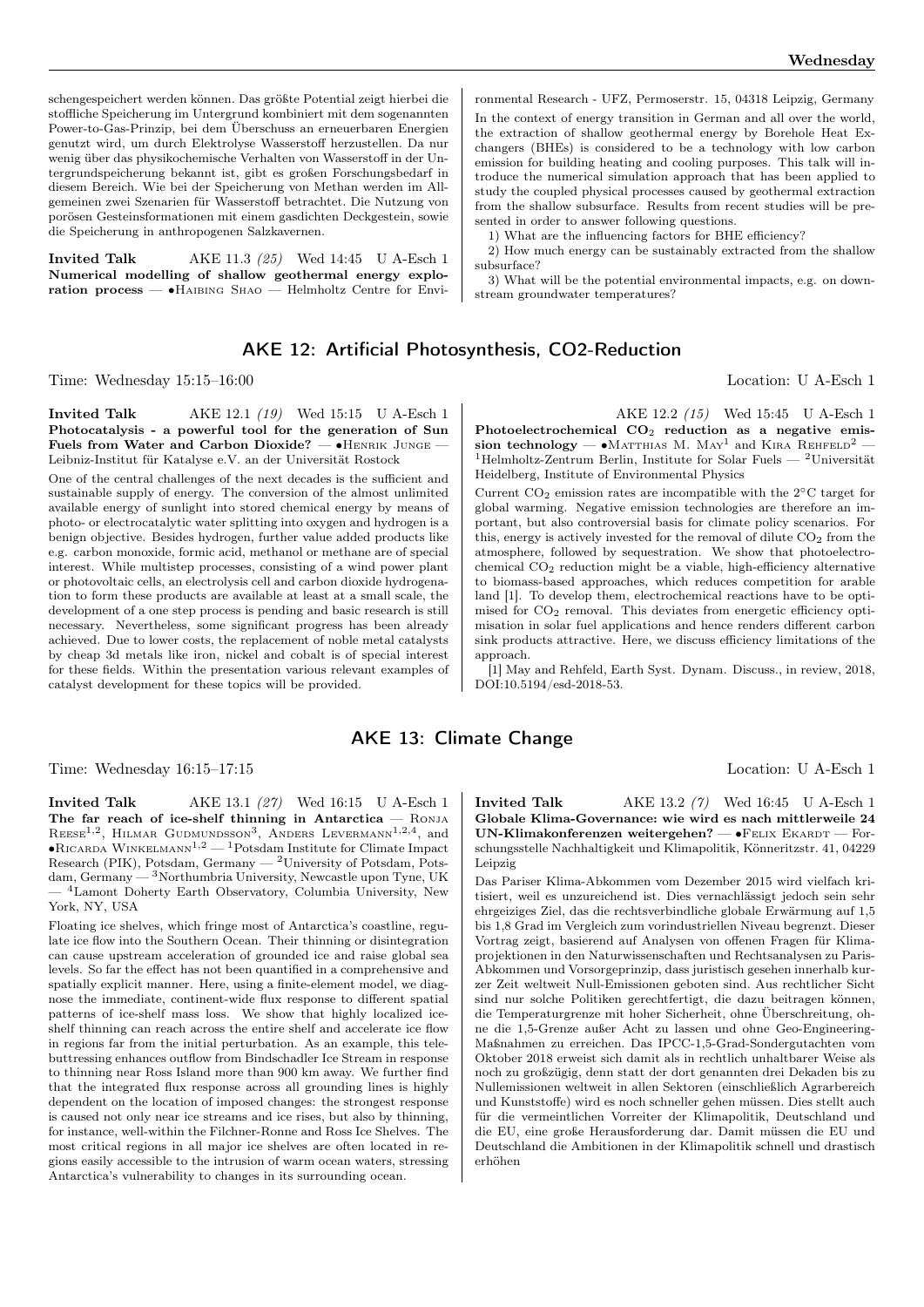schengespeichert werden können. Das größte Potential zeigt hierbei die stoffliche Speicherung im Untergrund kombiniert mit dem sogenannten Power-to-Gas-Prinzip, bei dem Überschuss an erneuerbaren Energien genutzt wird, um durch Elektrolyse Wasserstoff herzustellen. Da nur wenig über das physikochemische Verhalten von Wasserstoff in der Untergrundspeicherung bekannt ist, gibt es großen Forschungsbedarf in diesem Bereich. Wie bei der Speicherung von Methan werden im Allgemeinen zwei Szenarien für Wasserstoff betrachtet. Die Nutzung von porösen Gesteinsformationen mit einem gasdichten Deckgestein, sowie die Speicherung in anthropogenen Salzkavernen.

**Invited Talk** AKE 11.3 *(25)* Wed 14:45 U A-Esch 1
**Numerical modelling of shallow geothermal energy exploration process** — •Haibing Shao — Helmholtz Centre for Environmental Research - UFZ, Permoserstr. 15, 04318 Leipzig, Germany

In the context of energy transition in German and all over the world, the extraction of shallow geothermal energy by Borehole Heat Exchangers (BHEs) is considered to be a technology with low carbon emission for building heating and cooling purposes. This talk will introduce the numerical simulation approach that has been applied to study the coupled physical processes caused by geothermal extraction from the shallow subsurface. Results from recent studies will be presented in order to answer following questions.

1) What are the influencing factors for BHE efficiency?

2) How much energy can be sustainably extracted from the shallow subsurface?

3) What will be the potential environmental impacts, e.g. on downstream groundwater temperatures?

## AKE 12: Artificial Photosynthesis, CO2-Reduction

Time: Wednesday 15:15–16:00 Location: U A-Esch 1

**Invited Talk** AKE 12.1 *(19)* Wed 15:15 U A-Esch 1
**Photocatalysis - a powerful tool for the generation of Sun Fuels from Water and Carbon Dioxide?** — •Henrik Junge — Leibniz-Institut für Katalyse e.V. an der Universität Rostock

One of the central challenges of the next decades is the sufficient and sustainable supply of energy. The conversion of the almost unlimited available energy of sunlight into stored chemical energy by means of photo- or electrocatalytic water splitting into oxygen and hydrogen is a benign objective. Besides hydrogen, further value added products like e.g. carbon monoxide, formic acid, methanol or methane are of special interest. While multistep processes, consisting of a wind power plant or photovoltaic cells, an electrolysis cell and carbon dioxide hydrogenation to form these products are available at least at a small scale, the development of a one step process is pending and basic research is still necessary. Nevertheless, some significant progress has been already achieved. Due to lower costs, the replacement of noble metal catalysts by cheap 3d metals like iron, nickel and cobalt is of special interest for these fields. Within the presentation various relevant examples of catalyst development for these topics will be provided.

AKE 12.2 *(15)* Wed 15:45 U A-Esch 1
**Photoelectrochemical $CO_2$ reduction as a negative emission technology** — •Matthias M. May[1] and Kira Rehfeld[2] — [1]Helmholtz-Zentrum Berlin, Institute for Solar Fuels — [2]Universität Heidelberg, Institute of Environmental Physics

Current $CO_2$ emission rates are incompatible with the 2°C target for global warming. Negative emission technologies are therefore an important, but also controversial basis for climate policy scenarios. For this, energy is actively invested for the removal of dilute $CO_2$ from the atmosphere, followed by sequestration. We show that photoelectrochemical $CO_2$ reduction might be a viable, high-efficiency alternative to biomass-based approaches, which reduces competition for arable land [1]. To develop them, electrochemical reactions have to be optimised for $CO_2$ removal. This deviates from energetic efficiency optimisation in solar fuel applications and hence renders different carbon sink products attractive. Here, we discuss efficiency limitations of the approach.

[1] May and Rehfeld, Earth Syst. Dynam. Discuss., in review, 2018, DOI:10.5194/esd-2018-53.

## AKE 13: Climate Change

Time: Wednesday 16:15–17:15 Location: U A-Esch 1

**Invited Talk** AKE 13.1 *(27)* Wed 16:15 U A-Esch 1
**The far reach of ice-shelf thinning in Antarctica** — Ronja Reese[1,2], Hilmar Gudmundsson[3], Anders Levermann[1,2,4], and •Ricarda Winkelmann[1,2] — [1]Potsdam Institute for Climate Impact Research (PIK), Potsdam, Germany — [2]University of Potsdam, Potsdam, Germany — [3]Northumbria University, Newcastle upon Tyne, UK — [4]Lamont Doherty Earth Observatory, Columbia University, New York, NY, USA

Floating ice shelves, which fringe most of Antarctica's coastline, regulate ice flow into the Southern Ocean. Their thinning or disintegration can cause upstream acceleration of grounded ice and raise global sea levels. So far the effect has not been quantified in a comprehensive and spatially explicit manner. Here, using a finite-element model, we diagnose the immediate, continent-wide flux response to different spatial patterns of ice-shelf mass loss. We show that highly localized ice-shelf thinning can reach across the entire shelf and accelerate ice flow in regions far from the initial perturbation. As an example, this telebuttressing enhances outflow from Bindschadler Ice Stream in response to thinning near Ross Island more than 900 km away. We further find that the integrated flux response across all grounding lines is highly dependent on the location of imposed changes: the strongest response is caused not only near ice streams and ice rises, but also by thinning, for instance, well-within the Filchner-Ronne and Ross Ice Shelves. The most critical regions in all major ice shelves are often located in regions easily accessible to the intrusion of warm ocean waters, stressing Antarctica's vulnerability to changes in its surrounding ocean.

**Invited Talk** AKE 13.2 *(7)* Wed 16:45 U A-Esch 1
**Globale Klima-Governance: wie wird es nach mittlerweile 24 UN-Klimakonferenzen weitergehen?** — •Felix Ekardt — Forschungsstelle Nachhaltigkeit und Klimapolitik, Könneritzstr. 41, 04229 Leipzig

Das Pariser Klima-Abkommen vom Dezember 2015 wird vielfach kritisiert, weil es unzureichend ist. Dies vernachlässigt jedoch sein sehr ehrgeiziges Ziel, das die rechtsverbindliche globale Erwärmung auf 1,5 bis 1,8 Grad im Vergleich zum vorindustriellen Niveau begrenzt. Dieser Vortrag zeigt, basierend auf Analysen von offenen Fragen für Klimaprojektionen in den Naturwissenschaften und Rechtsanalysen zu Paris-Abkommen und Vorsorgeprinzip, dass juristisch gesehen innerhalb kurzer Zeit weltweit Null-Emissionen geboten sind. Aus rechtlicher Sicht sind nur solche Politiken gerechtfertigt, die dazu beitragen können, die Temperaturgrenze mit hoher Sicherheit, ohne Überschreitung, ohne die 1,5-Grenze außer Acht zu lassen und ohne Geo-Engineering-Maßnahmen zu erreichen. Das IPCC-1,5-Grad-Sondergutachten vom Oktober 2018 erweist sich damit als in rechtlich unhaltbarer Weise als noch zu großzügig, denn statt der dort genannten drei Dekaden bis zu Nullemissionen weltweit in allen Sektoren (einschließlich Agrarbereich und Kunststoffe) wird es noch schneller gehen müssen. Dies stellt auch für die vermeintlichen Vorreiter der Klimapolitik, Deutschland und die EU, eine große Herausforderung dar. Damit müssen die EU und Deutschland die Ambitionen in der Klimapolitik schnell und drastisch erhöhen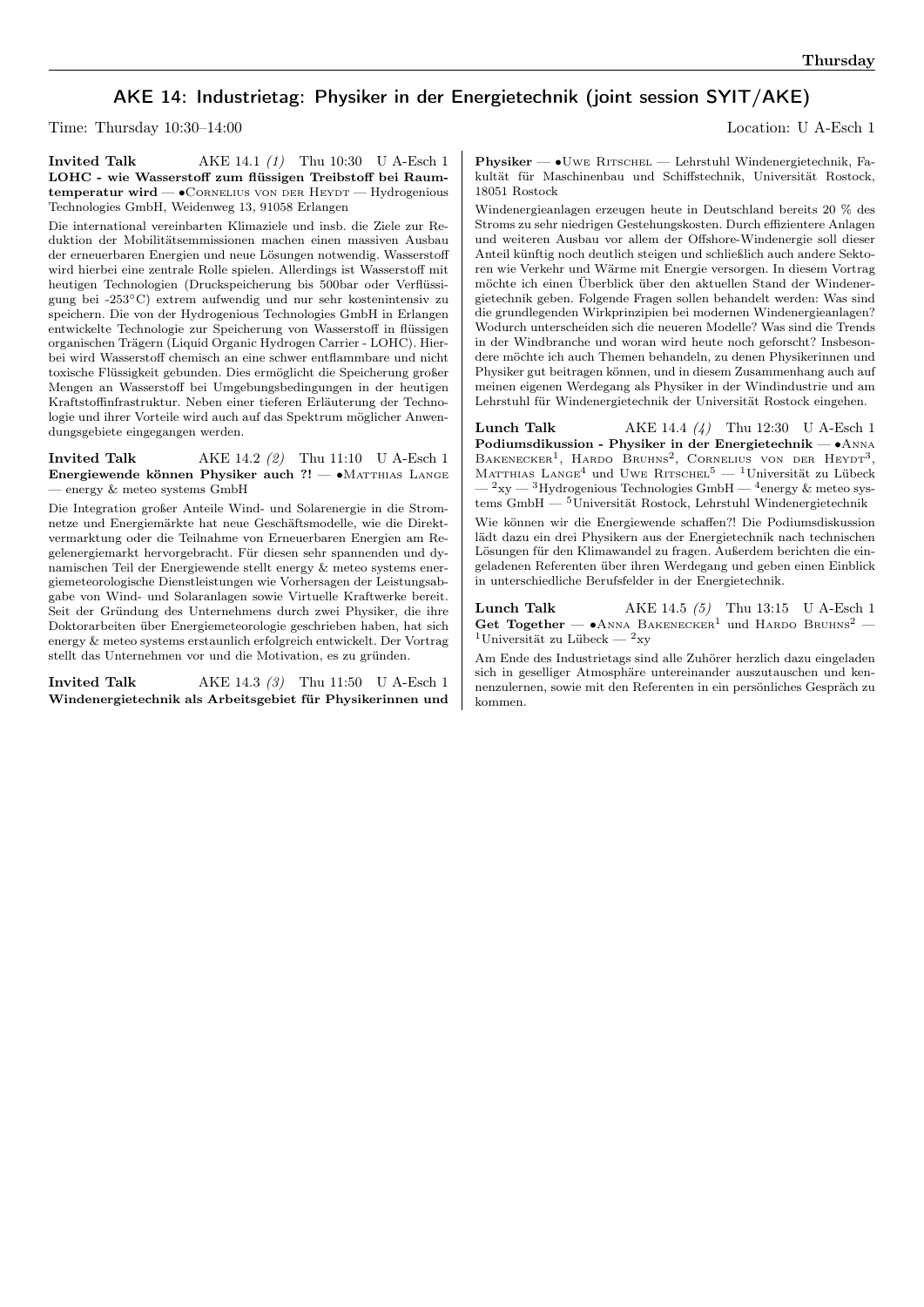# AKE 14: Industrietag: Physiker in der Energietechnik (joint session SYIT/AKE)

Time: Thursday 10:30–14:00 Location: U A-Esch 1

**Invited Talk** AKE 14.1 *(1)* Thu 10:30 U A-Esch 1
**LOHC - wie Wasserstoff zum flüssigen Treibstoff bei Raumtemperatur wird** — •Cornelius von der Heydt — Hydrogenious Technologies GmbH, Weidenweg 13, 91058 Erlangen

Die international vereinbarten Klimaziele und insb. die Ziele zur Reduktion der Mobilitätsemmissionen machen einen massiven Ausbau der erneuerbaren Energien und neue Lösungen notwendig. Wasserstoff wird hierbei eine zentrale Rolle spielen. Allerdings ist Wasserstoff mit heutigen Technologien (Druckspeicherung bis 500bar oder Verflüssigung bei -253°C) extrem aufwendig und nur sehr kostenintensiv zu speichern. Die von der Hydrogenious Technologies GmbH in Erlangen entwickelte Technologie zur Speicherung von Wasserstoff in flüssigen organischen Trägern (Liquid Organic Hydrogen Carrier - LOHC). Hierbei wird Wasserstoff chemisch an eine schwer entflammbare und nicht toxische Flüssigkeit gebunden. Dies ermöglicht die Speicherung großer Mengen an Wasserstoff bei Umgebungsbedingungen in der heutigen Kraftstoffinfrastruktur. Neben einer tieferen Erläuterung der Technologie und ihrer Vorteile wird auch auf das Spektrum möglicher Anwendungsgebiete eingegangen werden.

**Invited Talk** AKE 14.2 *(2)* Thu 11:10 U A-Esch 1
**Energiewende können Physiker auch ?!** — •Matthias Lange — energy & meteo systems GmbH

Die Integration großer Anteile Wind- und Solarenergie in die Stromnetze und Energiemärkte hat neue Geschäftsmodelle, wie die Direktvermarktung oder die Teilnahme von Erneuerbaren Energien am Regelenergiemarkt hervorgebracht. Für diesen sehr spannenden und dynamischen Teil der Energiewende stellt energy & meteo systems energiemeteorologische Dienstleistungen wie Vorhersagen der Leistungsabgabe von Wind- und Solaranlagen sowie Virtuelle Kraftwerke bereit. Seit der Gründung des Unternehmens durch zwei Physiker, die ihre Doktorarbeiten über Energiemeteorologie geschrieben haben, hat sich energy & meteo systems erstaunlich erfolgreich entwickelt. Der Vortrag stellt das Unternehmen vor und die Motivation, es zu gründen.

**Invited Talk** AKE 14.3 *(3)* Thu 11:50 U A-Esch 1
**Windenergietechnik als Arbeitsgebiet für Physikerinnen und Physiker** — •Uwe Ritschel — Lehrstuhl Windenergietechnik, Fakultät für Maschinenbau und Schiffstechnik, Universität Rostock, 18051 Rostock

Windenergieanlagen erzeugen heute in Deutschland bereits 20 % des Stroms zu sehr niedrigen Gestehungskosten. Durch effizientere Anlagen und weiteren Ausbau vor allem der Offshore-Windenergie soll dieser Anteil künftig noch deutlich steigen und schließlich auch andere Sektoren wie Verkehr und Wärme mit Energie versorgen. In diesem Vortrag möchte ich einen Überblick über den aktuellen Stand der Windenergietechnik geben. Folgende Fragen sollen behandelt werden: Was sind die grundlegenden Wirkprinzipien bei modernen Windenergieanlagen? Wodurch unterscheiden sich die neueren Modelle? Was sind die Trends in der Windbranche und woran wird heute noch geforscht? Insbesondere möchte ich auch Themen behandeln, zu denen Physikerinnen und Physiker gut beitragen können, und in diesem Zusammenhang auch auf meinen eigenen Werdegang als Physiker in der Windindustrie und am Lehrstuhl für Windenergietechnik der Universität Rostock eingehen.

**Lunch Talk** AKE 14.4 *(4)* Thu 12:30 U A-Esch 1
**Podiumsdikussion - Physiker in der Energietechnik** — •Anna Bakenecker[1], Hardo Bruhns[2], Cornelius von der Heydt[3], Matthias Lange[4] und Uwe Ritschel[5] — [1]Universität zu Lübeck — [2]xy — [3]Hydrogenious Technologies GmbH — [4]energy & meteo systems GmbH — [5]Universität Rostock, Lehrstuhl Windenergietechnik

Wie können wir die Energiewende schaffen?! Die Podiumsdiskussion lädt dazu ein drei Physikern aus der Energietechnik nach technischen Lösungen für den Klimawandel zu fragen. Außerdem berichten die eingeladenen Referenten über ihren Werdegang und geben einen Einblick in unterschiedliche Berufsfelder in der Energietechnik.

**Lunch Talk** AKE 14.5 *(5)* Thu 13:15 U A-Esch 1
**Get Together** — •Anna Bakenecker[1] und Hardo Bruhns[2] — [1]Universität zu Lübeck — [2]xy

Am Ende des Industrietags sind alle Zuhörer herzlich dazu eingeladen sich in geselliger Atmosphäre untereinander auszutauschen und kennenzulernen, sowie mit den Referenten in ein persönliches Gespräch zu kommen.